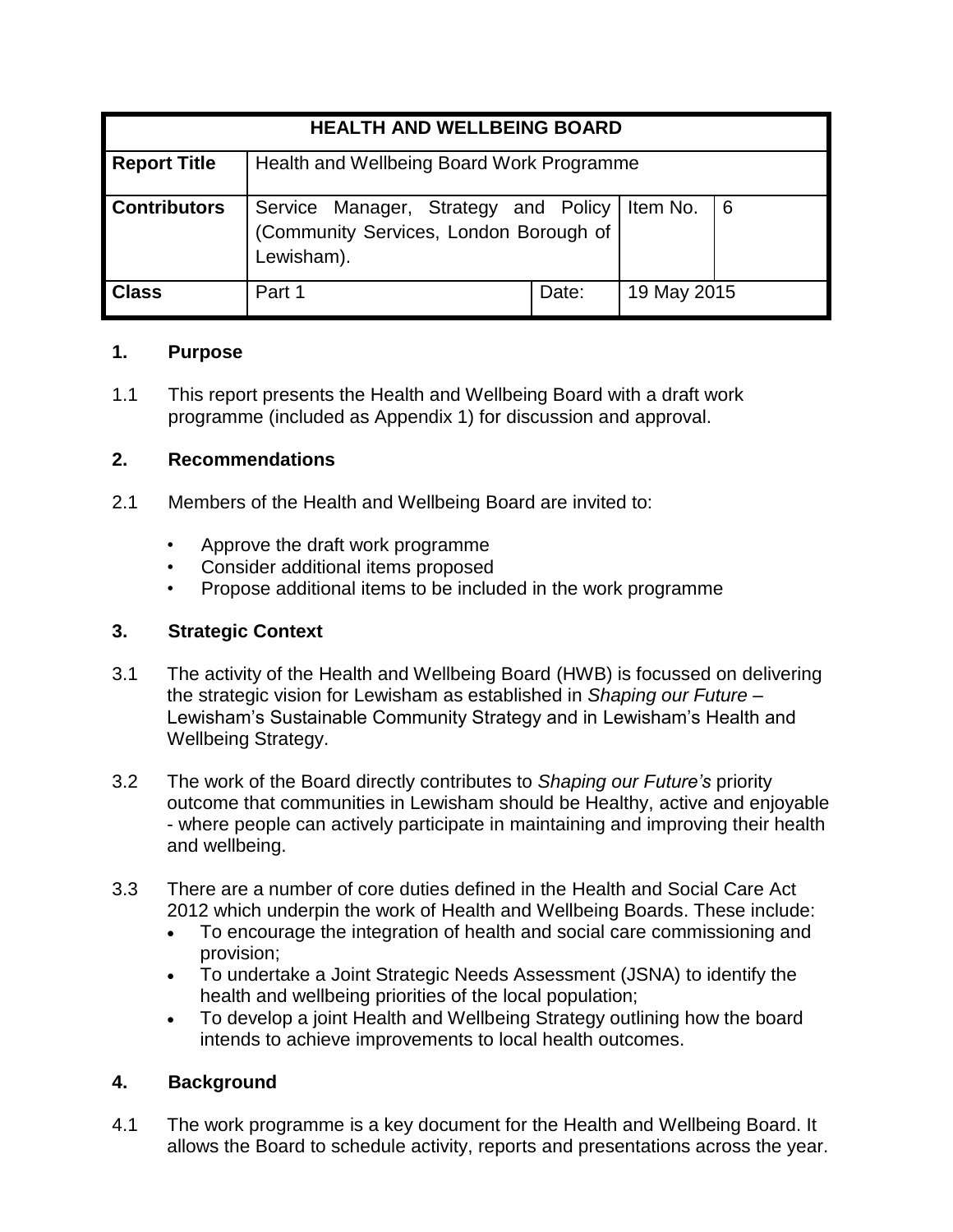| HEALTH AND WELLBEING BOARD | | | | |
|---|---|---|---|---|
| **Report Title** | Health and Wellbeing Board Work Programme | | | |
| **Contributors** | Service Manager, Strategy and Policy (Community Services, London Borough of Lewisham). | | Item No. | 6 |
| **Class** | Part 1 | Date: | 19 May 2015 | |

## 1. Purpose

1.1 This report presents the Health and Wellbeing Board with a draft work programme (included as Appendix 1) for discussion and approval.

## 2. Recommendations

2.1 Members of the Health and Wellbeing Board are invited to:

- Approve the draft work programme
- Consider additional items proposed
- Propose additional items to be included in the work programme

## 3. Strategic Context

3.1 The activity of the Health and Wellbeing Board (HWB) is focussed on delivering the strategic vision for Lewisham as established in *Shaping our Future* – Lewisham's Sustainable Community Strategy and in Lewisham's Health and Wellbeing Strategy.

3.2 The work of the Board directly contributes to *Shaping our Future's* priority outcome that communities in Lewisham should be Healthy, active and enjoyable - where people can actively participate in maintaining and improving their health and wellbeing.

3.3 There are a number of core duties defined in the Health and Social Care Act 2012 which underpin the work of Health and Wellbeing Boards. These include:

- To encourage the integration of health and social care commissioning and provision;
- To undertake a Joint Strategic Needs Assessment (JSNA) to identify the health and wellbeing priorities of the local population;
- To develop a joint Health and Wellbeing Strategy outlining how the board intends to achieve improvements to local health outcomes.

## 4. Background

4.1 The work programme is a key document for the Health and Wellbeing Board. It allows the Board to schedule activity, reports and presentations across the year.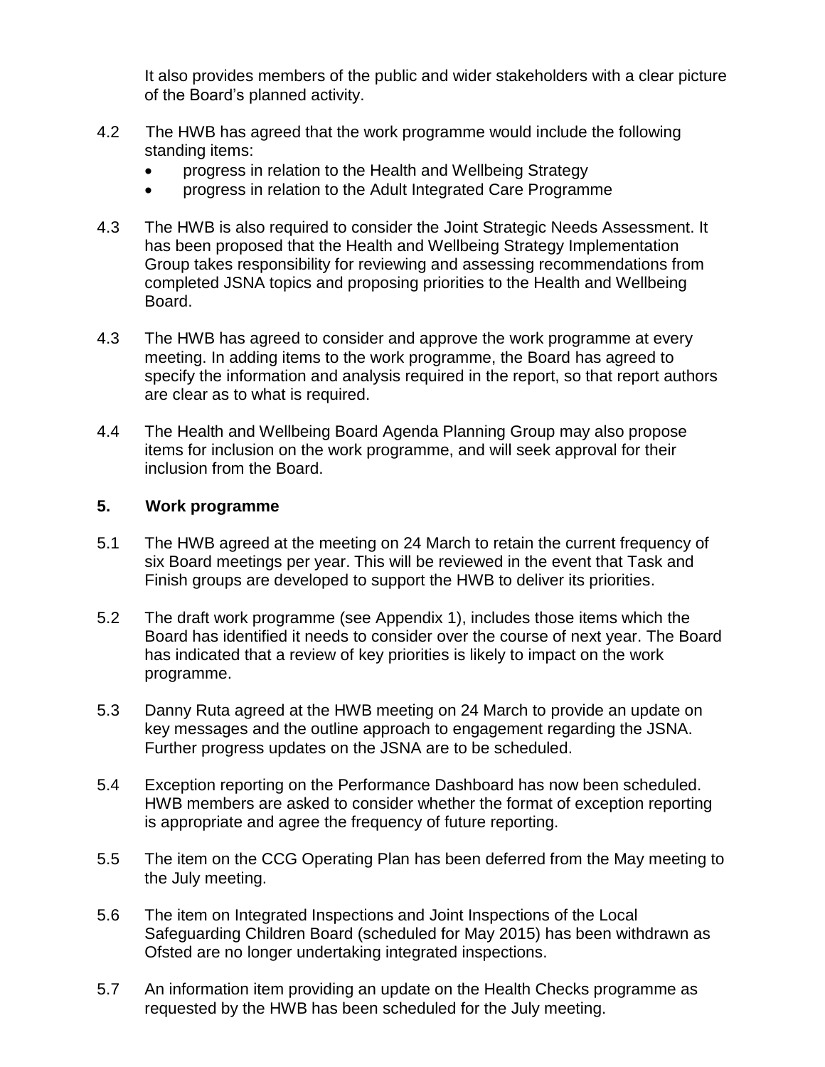It also provides members of the public and wider stakeholders with a clear picture of the Board's planned activity.

4.2 The HWB has agreed that the work programme would include the following standing items:

- progress in relation to the Health and Wellbeing Strategy
- progress in relation to the Adult Integrated Care Programme

4.3 The HWB is also required to consider the Joint Strategic Needs Assessment. It has been proposed that the Health and Wellbeing Strategy Implementation Group takes responsibility for reviewing and assessing recommendations from completed JSNA topics and proposing priorities to the Health and Wellbeing Board.

4.3 The HWB has agreed to consider and approve the work programme at every meeting. In adding items to the work programme, the Board has agreed to specify the information and analysis required in the report, so that report authors are clear as to what is required.

4.4 The Health and Wellbeing Board Agenda Planning Group may also propose items for inclusion on the work programme, and will seek approval for their inclusion from the Board.

## 5. Work programme

5.1 The HWB agreed at the meeting on 24 March to retain the current frequency of six Board meetings per year. This will be reviewed in the event that Task and Finish groups are developed to support the HWB to deliver its priorities.

5.2 The draft work programme (see Appendix 1), includes those items which the Board has identified it needs to consider over the course of next year. The Board has indicated that a review of key priorities is likely to impact on the work programme.

5.3 Danny Ruta agreed at the HWB meeting on 24 March to provide an update on key messages and the outline approach to engagement regarding the JSNA. Further progress updates on the JSNA are to be scheduled.

5.4 Exception reporting on the Performance Dashboard has now been scheduled. HWB members are asked to consider whether the format of exception reporting is appropriate and agree the frequency of future reporting.

5.5 The item on the CCG Operating Plan has been deferred from the May meeting to the July meeting.

5.6 The item on Integrated Inspections and Joint Inspections of the Local Safeguarding Children Board (scheduled for May 2015) has been withdrawn as Ofsted are no longer undertaking integrated inspections.

5.7 An information item providing an update on the Health Checks programme as requested by the HWB has been scheduled for the July meeting.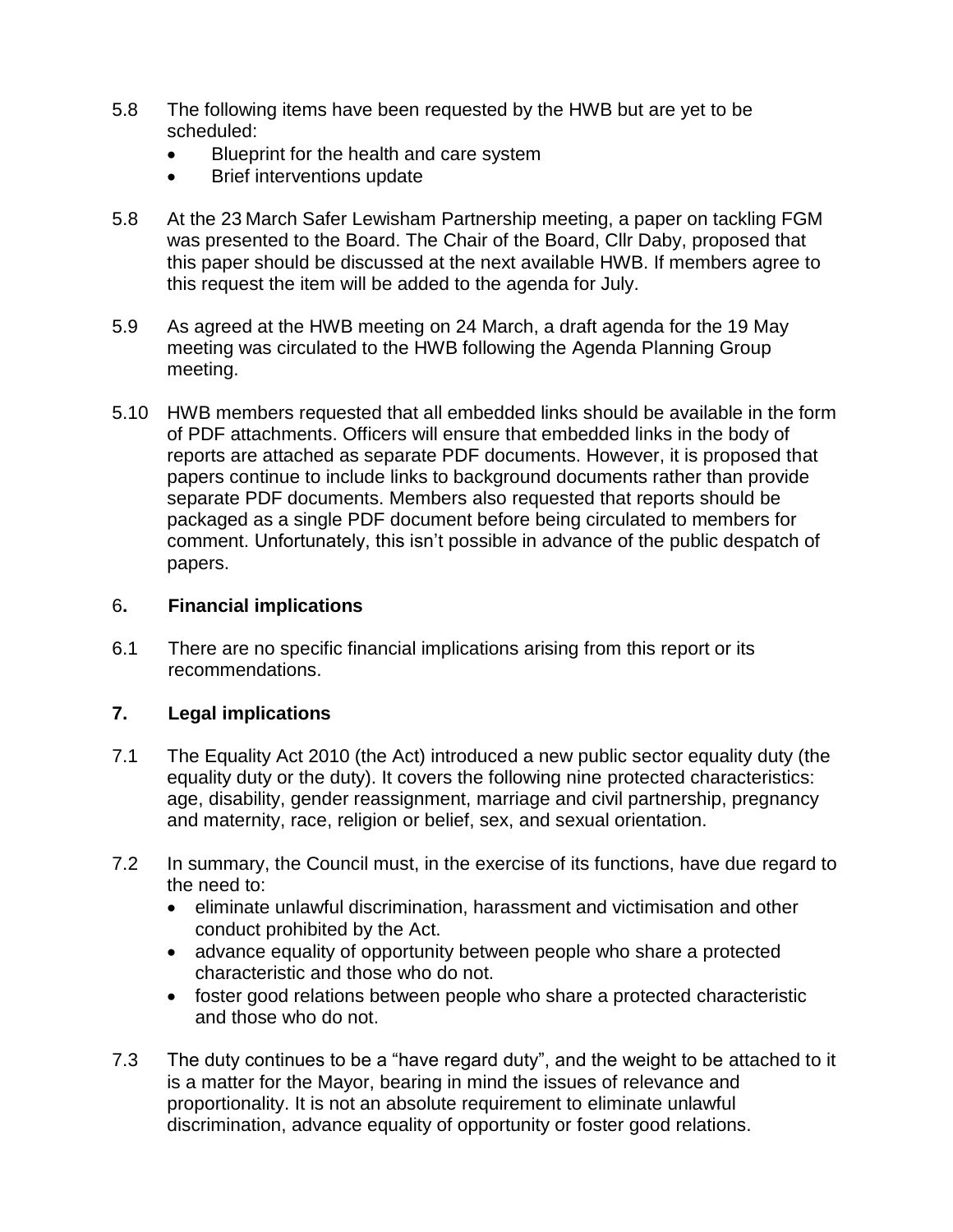5.8 The following items have been requested by the HWB but are yet to be scheduled:

- Blueprint for the health and care system
- Brief interventions update

5.8 At the 23 March Safer Lewisham Partnership meeting, a paper on tackling FGM was presented to the Board. The Chair of the Board, Cllr Daby, proposed that this paper should be discussed at the next available HWB. If members agree to this request the item will be added to the agenda for July.

5.9 As agreed at the HWB meeting on 24 March, a draft agenda for the 19 May meeting was circulated to the HWB following the Agenda Planning Group meeting.

5.10 HWB members requested that all embedded links should be available in the form of PDF attachments. Officers will ensure that embedded links in the body of reports are attached as separate PDF documents. However, it is proposed that papers continue to include links to background documents rather than provide separate PDF documents. Members also requested that reports should be packaged as a single PDF document before being circulated to members for comment. Unfortunately, this isn't possible in advance of the public despatch of papers.

## 6. Financial implications

6.1 There are no specific financial implications arising from this report or its recommendations.

## 7. Legal implications

7.1 The Equality Act 2010 (the Act) introduced a new public sector equality duty (the equality duty or the duty). It covers the following nine protected characteristics: age, disability, gender reassignment, marriage and civil partnership, pregnancy and maternity, race, religion or belief, sex, and sexual orientation.

7.2 In summary, the Council must, in the exercise of its functions, have due regard to the need to:

- eliminate unlawful discrimination, harassment and victimisation and other conduct prohibited by the Act.
- advance equality of opportunity between people who share a protected characteristic and those who do not.
- foster good relations between people who share a protected characteristic and those who do not.

7.3 The duty continues to be a "have regard duty", and the weight to be attached to it is a matter for the Mayor, bearing in mind the issues of relevance and proportionality. It is not an absolute requirement to eliminate unlawful discrimination, advance equality of opportunity or foster good relations.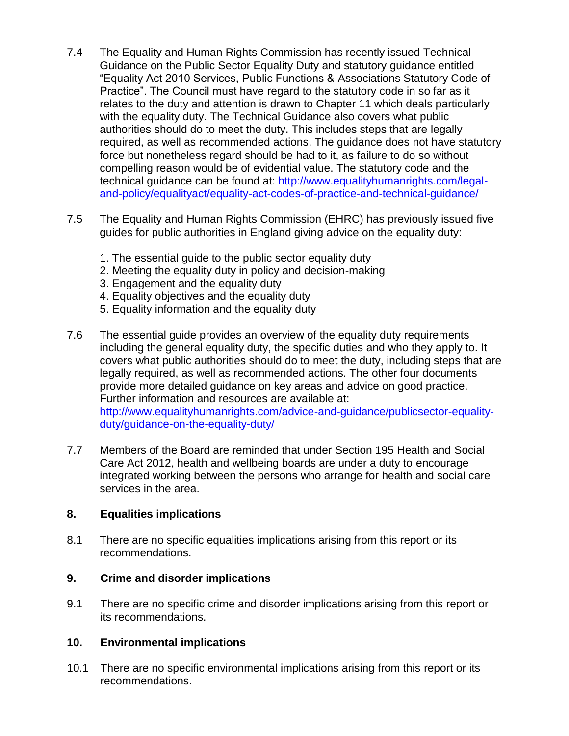7.4 The Equality and Human Rights Commission has recently issued Technical Guidance on the Public Sector Equality Duty and statutory guidance entitled "Equality Act 2010 Services, Public Functions & Associations Statutory Code of Practice". The Council must have regard to the statutory code in so far as it relates to the duty and attention is drawn to Chapter 11 which deals particularly with the equality duty. The Technical Guidance also covers what public authorities should do to meet the duty. This includes steps that are legally required, as well as recommended actions. The guidance does not have statutory force but nonetheless regard should be had to it, as failure to do so without compelling reason would be of evidential value. The statutory code and the technical guidance can be found at: http://www.equalityhumanrights.com/legal-and-policy/equalityact/equality-act-codes-of-practice-and-technical-guidance/

7.5 The Equality and Human Rights Commission (EHRC) has previously issued five guides for public authorities in England giving advice on the equality duty:

1. The essential guide to the public sector equality duty
2. Meeting the equality duty in policy and decision-making
3. Engagement and the equality duty
4. Equality objectives and the equality duty
5. Equality information and the equality duty

7.6 The essential guide provides an overview of the equality duty requirements including the general equality duty, the specific duties and who they apply to. It covers what public authorities should do to meet the duty, including steps that are legally required, as well as recommended actions. The other four documents provide more detailed guidance on key areas and advice on good practice. Further information and resources are available at: http://www.equalityhumanrights.com/advice-and-guidance/publicsector-equality-duty/guidance-on-the-equality-duty/

7.7 Members of the Board are reminded that under Section 195 Health and Social Care Act 2012, health and wellbeing boards are under a duty to encourage integrated working between the persons who arrange for health and social care services in the area.

## 8. Equalities implications

8.1 There are no specific equalities implications arising from this report or its recommendations.

## 9. Crime and disorder implications

9.1 There are no specific crime and disorder implications arising from this report or its recommendations.

## 10. Environmental implications

10.1 There are no specific environmental implications arising from this report or its recommendations.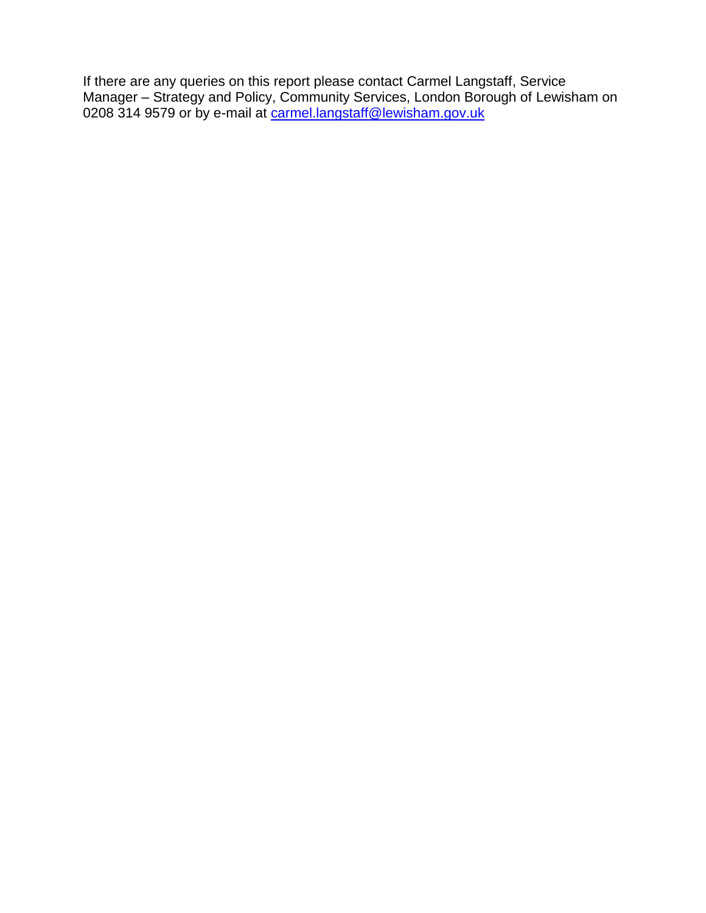If there are any queries on this report please contact Carmel Langstaff, Service Manager – Strategy and Policy, Community Services, London Borough of Lewisham on 0208 314 9579 or by e-mail at carmel.langstaff@lewisham.gov.uk